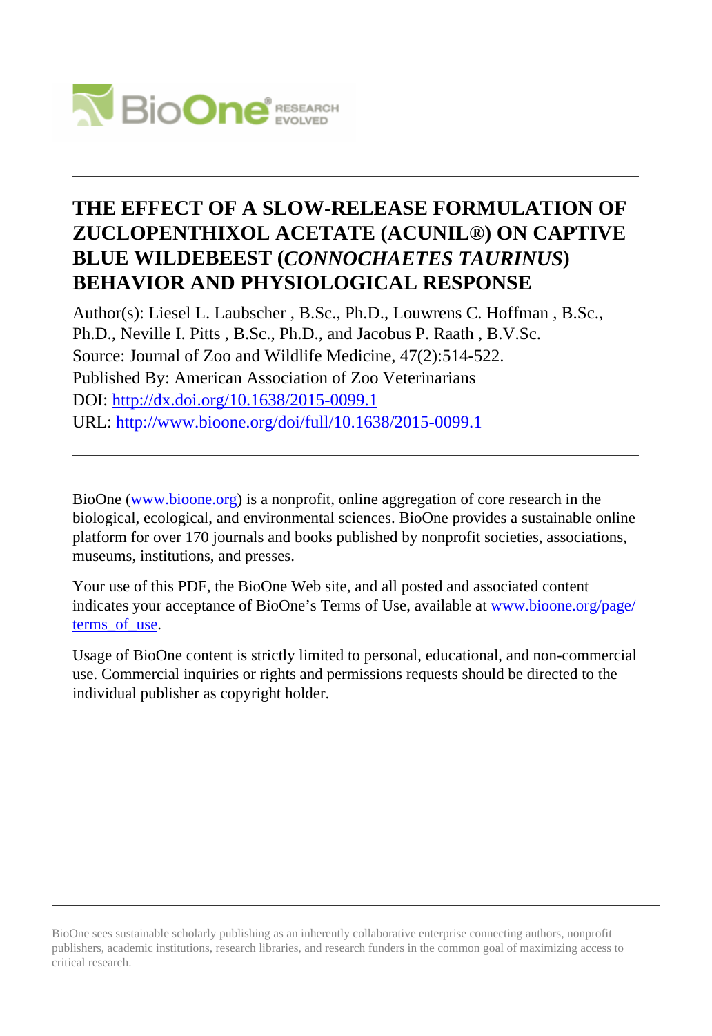# THE EFFECT OF A SLOW-RELEASE FORMULATION OF ZUCLOPENTHIXOL ACETATE (ACUNIL®) ON CAPTIVE BLUE WILDEBEEST (*CONNOCHAETES TAURINUS*) BEHAVIOR AND PHYSIOLOGICAL RESPONSE

Author(s): Liesel L. Laubscher , B.Sc., Ph.D., Louwrens C. Hoffman , B.Sc., Ph.D., Neville I. Pitts , B.Sc., Ph.D., and Jacobus P. Raath , B.V.Sc.
Source: Journal of Zoo and Wildlife Medicine, 47(2):514-522.
Published By: American Association of Zoo Veterinarians
DOI: http://dx.doi.org/10.1638/2015-0099.1
URL: http://www.bioone.org/doi/full/10.1638/2015-0099.1

BioOne (www.bioone.org) is a nonprofit, online aggregation of core research in the biological, ecological, and environmental sciences. BioOne provides a sustainable online platform for over 170 journals and books published by nonprofit societies, associations, museums, institutions, and presses.

Your use of this PDF, the BioOne Web site, and all posted and associated content indicates your acceptance of BioOne's Terms of Use, available at www.bioone.org/page/terms_of_use.

Usage of BioOne content is strictly limited to personal, educational, and non-commercial use. Commercial inquiries or rights and permissions requests should be directed to the individual publisher as copyright holder.

BioOne sees sustainable scholarly publishing as an inherently collaborative enterprise connecting authors, nonprofit publishers, academic institutions, research libraries, and research funders in the common goal of maximizing access to critical research.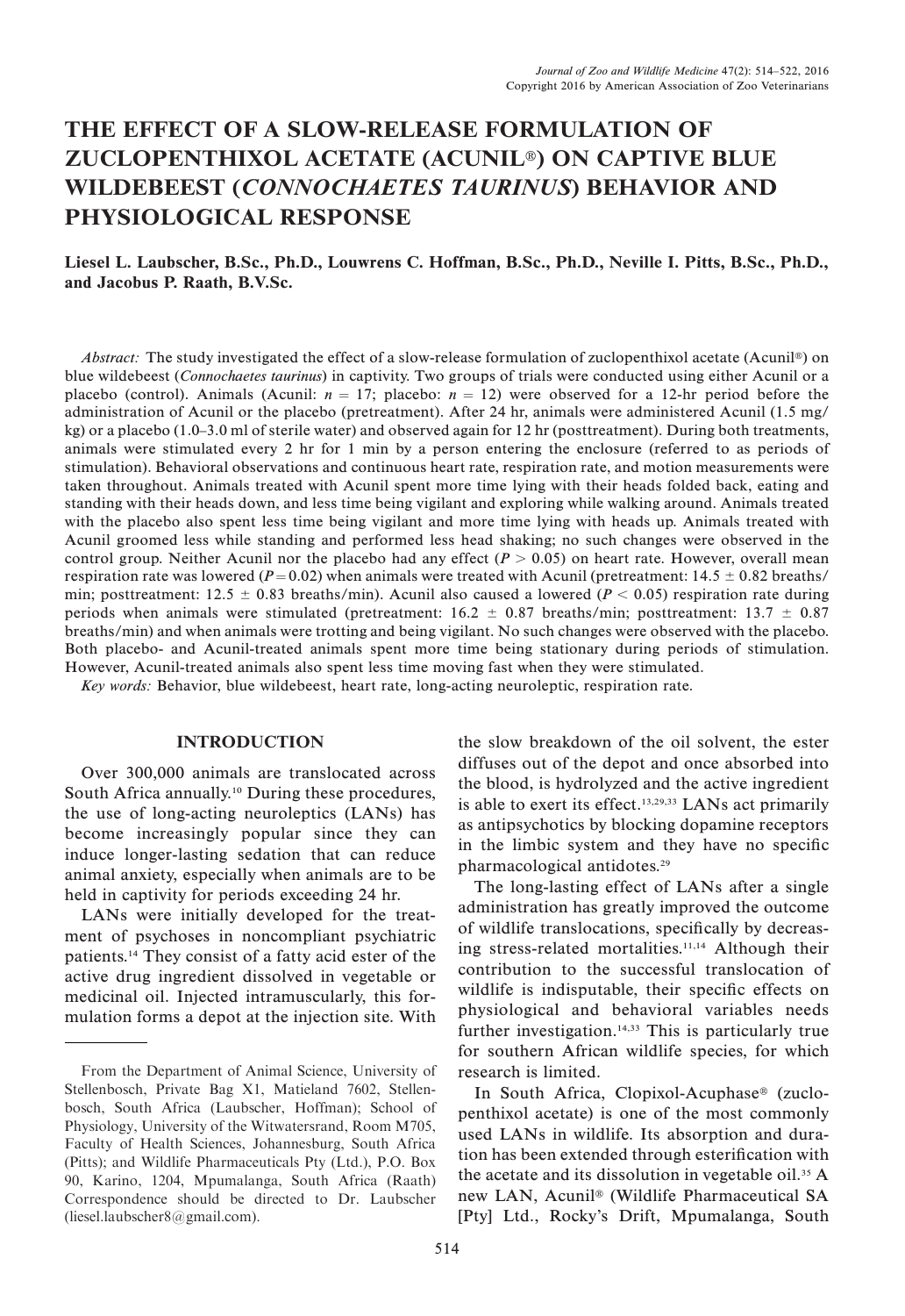# THE EFFECT OF A SLOW-RELEASE FORMULATION OF ZUCLOPENTHIXOL ACETATE (ACUNIL®) ON CAPTIVE BLUE WILDEBEEST (*CONNOCHAETES TAURINUS*) BEHAVIOR AND PHYSIOLOGICAL RESPONSE

**Liesel L. Laubscher, B.Sc., Ph.D., Louwrens C. Hoffman, B.Sc., Ph.D., Neville I. Pitts, B.Sc., Ph.D., and Jacobus P. Raath, B.V.Sc.**

*Abstract:* The study investigated the effect of a slow-release formulation of zuclopenthixol acetate (Acunil®) on blue wildebeest (*Connochaetes taurinus*) in captivity. Two groups of trials were conducted using either Acunil or a placebo (control). Animals (Acunil: $n = 17$; placebo: $n = 12$) were observed for a 12-hr period before the administration of Acunil or the placebo (pretreatment). After 24 hr, animals were administered Acunil (1.5 mg/kg) or a placebo (1.0–3.0 ml of sterile water) and observed again for 12 hr (posttreatment). During both treatments, animals were stimulated every 2 hr for 1 min by a person entering the enclosure (referred to as periods of stimulation). Behavioral observations and continuous heart rate, respiration rate, and motion measurements were taken throughout. Animals treated with Acunil spent more time lying with their heads folded back, eating and standing with their heads down, and less time being vigilant and exploring while walking around. Animals treated with the placebo also spent less time being vigilant and more time lying with heads up. Animals treated with Acunil groomed less while standing and performed less head shaking; no such changes were observed in the control group. Neither Acunil nor the placebo had any effect ($P > 0.05$) on heart rate. However, overall mean respiration rate was lowered ($P = 0.02$) when animals were treated with Acunil (pretreatment: $14.5 \pm 0.82$ breaths/min; posttreatment: $12.5 \pm 0.83$ breaths/min). Acunil also caused a lowered ($P < 0.05$) respiration rate during periods when animals were stimulated (pretreatment: $16.2 \pm 0.87$ breaths/min; posttreatment: $13.7 \pm 0.87$ breaths/min) and when animals were trotting and being vigilant. No such changes were observed with the placebo. Both placebo- and Acunil-treated animals spent more time being stationary during periods of stimulation. However, Acunil-treated animals also spent less time moving fast when they were stimulated.

*Key words:* Behavior, blue wildebeest, heart rate, long-acting neuroleptic, respiration rate.

## INTRODUCTION

Over 300,000 animals are translocated across South Africa annually.[10] During these procedures, the use of long-acting neuroleptics (LANs) has become increasingly popular since they can induce longer-lasting sedation that can reduce animal anxiety, especially when animals are to be held in captivity for periods exceeding 24 hr.

LANs were initially developed for the treatment of psychoses in noncompliant psychiatric patients.[14] They consist of a fatty acid ester of the active drug ingredient dissolved in vegetable or medicinal oil. Injected intramuscularly, this formulation forms a depot at the injection site. With the slow breakdown of the oil solvent, the ester diffuses out of the depot and once absorbed into the blood, is hydrolyzed and the active ingredient is able to exert its effect.[13,29,33] LANs act primarily as antipsychotics by blocking dopamine receptors in the limbic system and they have no specific pharmacological antidotes.[29]

The long-lasting effect of LANs after a single administration has greatly improved the outcome of wildlife translocations, specifically by decreasing stress-related mortalities.[11,14] Although their contribution to the successful translocation of wildlife is indisputable, their specific effects on physiological and behavioral variables needs further investigation.[14,33] This is particularly true for southern African wildlife species, for which research is limited.

In South Africa, Clopixol-Acuphase® (zuclopenthixol acetate) is one of the most commonly used LANs in wildlife. Its absorption and duration has been extended through esterification with the acetate and its dissolution in vegetable oil.[35] A new LAN, Acunil® (Wildlife Pharmaceutical SA [Pty] Ltd., Rocky's Drift, Mpumalanga, South

From the Department of Animal Science, University of Stellenbosch, Private Bag X1, Matieland 7602, Stellenbosch, South Africa (Laubscher, Hoffman); School of Physiology, University of the Witwatersrand, Room M705, Faculty of Health Sciences, Johannesburg, South Africa (Pitts); and Wildlife Pharmaceuticals Pty (Ltd.), P.O. Box 90, Karino, 1204, Mpumalanga, South Africa (Raath) Correspondence should be directed to Dr. Laubscher (liesel.laubscher8@gmail.com).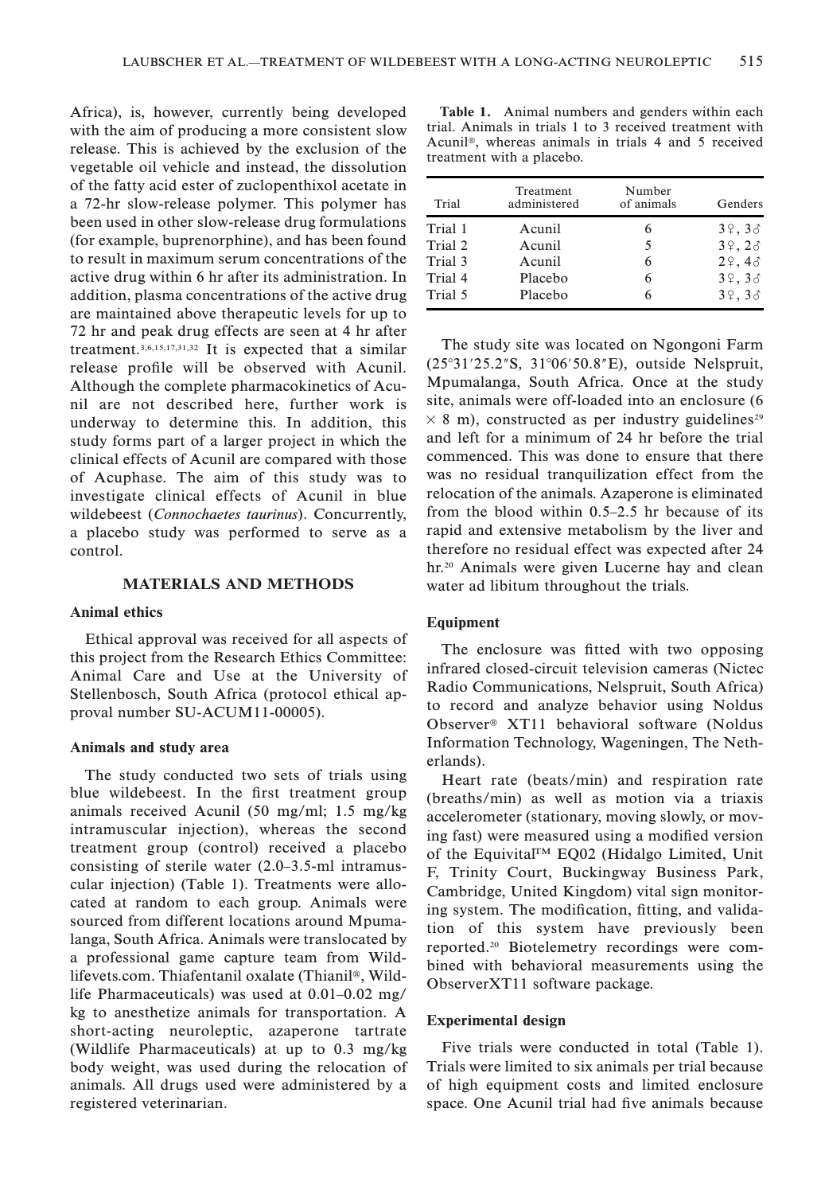Africa), is, however, currently being developed with the aim of producing a more consistent slow release. This is achieved by the exclusion of the vegetable oil vehicle and instead, the dissolution of the fatty acid ester of zuclopenthixol acetate in a 72-hr slow-release polymer. This polymer has been used in other slow-release drug formulations (for example, buprenorphine), and has been found to result in maximum serum concentrations of the active drug within 6 hr after its administration. In addition, plasma concentrations of the active drug are maintained above therapeutic levels for up to 72 hr and peak drug effects are seen at 4 hr after treatment.[3,6,15,17,31,32] It is expected that a similar release profile will be observed with Acunil. Although the complete pharmacokinetics of Acunil are not described here, further work is underway to determine this. In addition, this study forms part of a larger project in which the clinical effects of Acunil are compared with those of Acuphase. The aim of this study was to investigate clinical effects of Acunil in blue wildebeest (*Connochaetes taurinus*). Concurrently, a placebo study was performed to serve as a control.

## MATERIALS AND METHODS

### Animal ethics

Ethical approval was received for all aspects of this project from the Research Ethics Committee: Animal Care and Use at the University of Stellenbosch, South Africa (protocol ethical approval number SU-ACUM11-00005).

### Animals and study area

The study conducted two sets of trials using blue wildebeest. In the first treatment group animals received Acunil (50 mg/ml; 1.5 mg/kg intramuscular injection), whereas the second treatment group (control) received a placebo consisting of sterile water (2.0–3.5-ml intramuscular injection) (Table 1). Treatments were allocated at random to each group. Animals were sourced from different locations around Mpumalanga, South Africa. Animals were translocated by a professional game capture team from Wildlifevets.com. Thiafentanil oxalate (Thianil®, Wildlife Pharmaceuticals) was used at 0.01–0.02 mg/kg to anesthetize animals for transportation. A short-acting neuroleptic, azaperone tartrate (Wildlife Pharmaceuticals) at up to 0.3 mg/kg body weight, was used during the relocation of animals. All drugs used were administered by a registered veterinarian.

**Table 1.** Animal numbers and genders within each trial. Animals in trials 1 to 3 received treatment with Acunil®, whereas animals in trials 4 and 5 received treatment with a placebo.

| Trial | Treatment administered | Number of animals | Genders |
|---|---|---|---|
| Trial 1 | Acunil | 6 | 3♀, 3♂ |
| Trial 2 | Acunil | 5 | 3♀, 2♂ |
| Trial 3 | Acunil | 6 | 2♀, 4♂ |
| Trial 4 | Placebo | 6 | 3♀, 3♂ |
| Trial 5 | Placebo | 6 | 3♀, 3♂ |

The study site was located on Ngongoni Farm (25°31′25.2″S, 31°06′50.8″E), outside Nelspruit, Mpumalanga, South Africa. Once at the study site, animals were off-loaded into an enclosure (6 × 8 m), constructed as per industry guidelines[29] and left for a minimum of 24 hr before the trial commenced. This was done to ensure that there was no residual tranquilization effect from the relocation of the animals. Azaperone is eliminated from the blood within 0.5–2.5 hr because of its rapid and extensive metabolism by the liver and therefore no residual effect was expected after 24 hr.[20] Animals were given Lucerne hay and clean water ad libitum throughout the trials.

### Equipment

The enclosure was fitted with two opposing infrared closed-circuit television cameras (Nictec Radio Communications, Nelspruit, South Africa) to record and analyze behavior using Noldus Observer® XT11 behavioral software (Noldus Information Technology, Wageningen, The Netherlands).

Heart rate (beats/min) and respiration rate (breaths/min) as well as motion via a triaxis accelerometer (stationary, moving slowly, or moving fast) were measured using a modified version of the Equivital™ EQ02 (Hidalgo Limited, Unit F, Trinity Court, Buckingway Business Park, Cambridge, United Kingdom) vital sign monitoring system. The modification, fitting, and validation of this system have previously been reported.[20] Biotelemetry recordings were combined with behavioral measurements using the ObserverXT11 software package.

### Experimental design

Five trials were conducted in total (Table 1). Trials were limited to six animals per trial because of high equipment costs and limited enclosure space. One Acunil trial had five animals because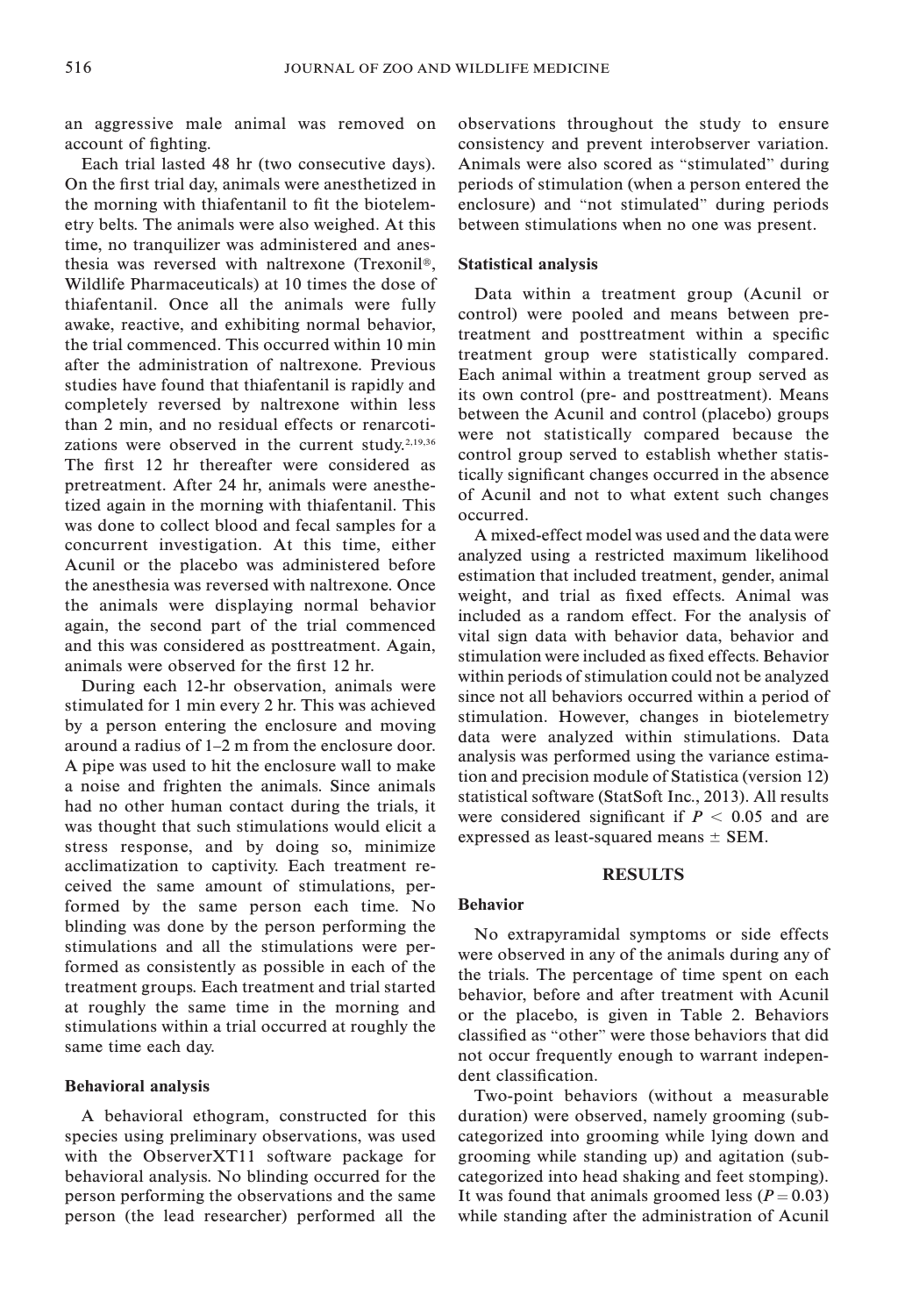an aggressive male animal was removed on account of fighting.

Each trial lasted 48 hr (two consecutive days). On the first trial day, animals were anesthetized in the morning with thiafentanil to fit the biotelemetry belts. The animals were also weighed. At this time, no tranquilizer was administered and anesthesia was reversed with naltrexone (Trexonil®, Wildlife Pharmaceuticals) at 10 times the dose of thiafentanil. Once all the animals were fully awake, reactive, and exhibiting normal behavior, the trial commenced. This occurred within 10 min after the administration of naltrexone. Previous studies have found that thiafentanil is rapidly and completely reversed by naltrexone within less than 2 min, and no residual effects or renarcotizations were observed in the current study.[2,19,36] The first 12 hr thereafter were considered as pretreatment. After 24 hr, animals were anesthetized again in the morning with thiafentanil. This was done to collect blood and fecal samples for a concurrent investigation. At this time, either Acunil or the placebo was administered before the anesthesia was reversed with naltrexone. Once the animals were displaying normal behavior again, the second part of the trial commenced and this was considered as posttreatment. Again, animals were observed for the first 12 hr.

During each 12-hr observation, animals were stimulated for 1 min every 2 hr. This was achieved by a person entering the enclosure and moving around a radius of 1–2 m from the enclosure door. A pipe was used to hit the enclosure wall to make a noise and frighten the animals. Since animals had no other human contact during the trials, it was thought that such stimulations would elicit a stress response, and by doing so, minimize acclimatization to captivity. Each treatment received the same amount of stimulations, performed by the same person each time. No blinding was done by the person performing the stimulations and all the stimulations were performed as consistently as possible in each of the treatment groups. Each treatment and trial started at roughly the same time in the morning and stimulations within a trial occurred at roughly the same time each day.

### Behavioral analysis

A behavioral ethogram, constructed for this species using preliminary observations, was used with the ObserverXT11 software package for behavioral analysis. No blinding occurred for the person performing the observations and the same person (the lead researcher) performed all the observations throughout the study to ensure consistency and prevent interobserver variation. Animals were also scored as "stimulated" during periods of stimulation (when a person entered the enclosure) and "not stimulated" during periods between stimulations when no one was present.

### Statistical analysis

Data within a treatment group (Acunil or control) were pooled and means between pretreatment and posttreatment within a specific treatment group were statistically compared. Each animal within a treatment group served as its own control (pre- and posttreatment). Means between the Acunil and control (placebo) groups were not statistically compared because the control group served to establish whether statistically significant changes occurred in the absence of Acunil and not to what extent such changes occurred.

A mixed-effect model was used and the data were analyzed using a restricted maximum likelihood estimation that included treatment, gender, animal weight, and trial as fixed effects. Animal was included as a random effect. For the analysis of vital sign data with behavior data, behavior and stimulation were included as fixed effects. Behavior within periods of stimulation could not be analyzed since not all behaviors occurred within a period of stimulation. However, changes in biotelemetry data were analyzed within stimulations. Data analysis was performed using the variance estimation and precision module of Statistica (version 12) statistical software (StatSoft Inc., 2013). All results were considered significant if $P < 0.05$ and are expressed as least-squared means ± SEM.

## RESULTS

### Behavior

No extrapyramidal symptoms or side effects were observed in any of the animals during any of the trials. The percentage of time spent on each behavior, before and after treatment with Acunil or the placebo, is given in Table 2. Behaviors classified as "other" were those behaviors that did not occur frequently enough to warrant independent classification.

Two-point behaviors (without a measurable duration) were observed, namely grooming (subcategorized into grooming while lying down and grooming while standing up) and agitation (subcategorized into head shaking and feet stomping). It was found that animals groomed less ($P = 0.03$) while standing after the administration of Acunil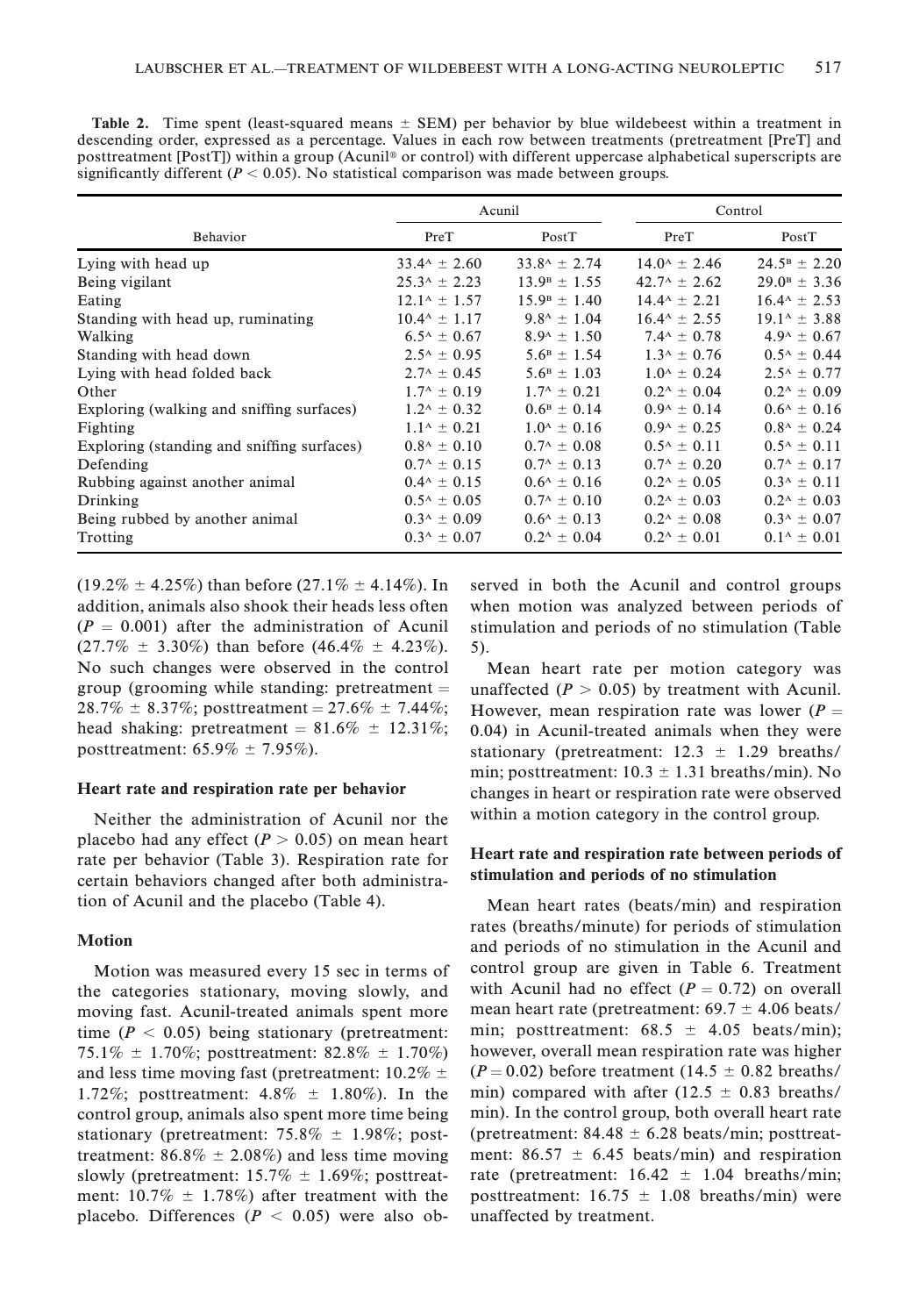**Table 2.** Time spent (least-squared means ± SEM) per behavior by blue wildebeest within a treatment in descending order, expressed as a percentage. Values in each row between treatments (pretreatment [PreT] and posttreatment [PostT]) within a group (Acunil® or control) with different uppercase alphabetical superscripts are significantly different ($P < 0.05$). No statistical comparison was made between groups.

| Behavior | Acunil | | Control | |
|---|---|---|---|---|
| | PreT | PostT | PreT | PostT |
| Lying with head up | $33.4^A \pm 2.60$ | $33.8^A \pm 2.74$ | $14.0^A \pm 2.46$ | $24.5^B \pm 2.20$ |
| Being vigilant | $25.3^A \pm 2.23$ | $13.9^B \pm 1.55$ | $42.7^A \pm 2.62$ | $29.0^B \pm 3.36$ |
| Eating | $12.1^A \pm 1.57$ | $15.9^B \pm 1.40$ | $14.4^A \pm 2.21$ | $16.4^A \pm 2.53$ |
| Standing with head up, ruminating | $10.4^A \pm 1.17$ | $9.8^A \pm 1.04$ | $16.4^A \pm 2.55$ | $19.1^A \pm 3.88$ |
| Walking | $6.5^A \pm 0.67$ | $8.9^A \pm 1.50$ | $7.4^A \pm 0.78$ | $4.9^A \pm 0.67$ |
| Standing with head down | $2.5^A \pm 0.95$ | $5.6^B \pm 1.54$ | $1.3^A \pm 0.76$ | $0.5^A \pm 0.44$ |
| Lying with head folded back | $2.7^A \pm 0.45$ | $5.6^B \pm 1.03$ | $1.0^A \pm 0.24$ | $2.5^A \pm 0.77$ |
| Other | $1.7^A \pm 0.19$ | $1.7^A \pm 0.21$ | $0.2^A \pm 0.04$ | $0.2^A \pm 0.09$ |
| Exploring (walking and sniffing surfaces) | $1.2^A \pm 0.32$ | $0.6^B \pm 0.14$ | $0.9^A \pm 0.14$ | $0.6^A \pm 0.16$ |
| Fighting | $1.1^A \pm 0.21$ | $1.0^A \pm 0.16$ | $0.9^A \pm 0.25$ | $0.8^A \pm 0.24$ |
| Exploring (standing and sniffing surfaces) | $0.8^A \pm 0.10$ | $0.7^A \pm 0.08$ | $0.5^A \pm 0.11$ | $0.5^A \pm 0.11$ |
| Defending | $0.7^A \pm 0.15$ | $0.7^A \pm 0.13$ | $0.7^A \pm 0.20$ | $0.7^A \pm 0.17$ |
| Rubbing against another animal | $0.4^A \pm 0.15$ | $0.6^A \pm 0.16$ | $0.2^A \pm 0.05$ | $0.3^A \pm 0.11$ |
| Drinking | $0.5^A \pm 0.05$ | $0.7^A \pm 0.10$ | $0.2^A \pm 0.03$ | $0.2^A \pm 0.03$ |
| Being rubbed by another animal | $0.3^A \pm 0.09$ | $0.6^A \pm 0.13$ | $0.2^A \pm 0.08$ | $0.3^A \pm 0.07$ |
| Trotting | $0.3^A \pm 0.07$ | $0.2^A \pm 0.04$ | $0.2^A \pm 0.01$ | $0.1^A \pm 0.01$ |

(19.2% ± 4.25%) than before (27.1% ± 4.14%). In addition, animals also shook their heads less often ($P = 0.001$) after the administration of Acunil (27.7% ± 3.30%) than before (46.4% ± 4.23%). No such changes were observed in the control group (grooming while standing: pretreatment = 28.7% ± 8.37%; posttreatment = 27.6% ± 7.44%; head shaking: pretreatment = 81.6% ± 12.31%; posttreatment: 65.9% ± 7.95%).

### Heart rate and respiration rate per behavior

Neither the administration of Acunil nor the placebo had any effect ($P > 0.05$) on mean heart rate per behavior (Table 3). Respiration rate for certain behaviors changed after both administration of Acunil and the placebo (Table 4).

### Motion

Motion was measured every 15 sec in terms of the categories stationary, moving slowly, and moving fast. Acunil-treated animals spent more time ($P < 0.05$) being stationary (pretreatment: 75.1% ± 1.70%; posttreatment: 82.8% ± 1.70%) and less time moving fast (pretreatment: 10.2% ± 1.72%; posttreatment: 4.8% ± 1.80%). In the control group, animals also spent more time being stationary (pretreatment: 75.8% ± 1.98%; posttreatment: 86.8% ± 2.08%) and less time moving slowly (pretreatment: 15.7% ± 1.69%; posttreatment: 10.7% ± 1.78%) after treatment with the placebo. Differences ($P < 0.05$) were also observed in both the Acunil and control groups when motion was analyzed between periods of stimulation and periods of no stimulation (Table 5).

Mean heart rate per motion category was unaffected ($P > 0.05$) by treatment with Acunil. However, mean respiration rate was lower ($P = 0.04$) in Acunil-treated animals when they were stationary (pretreatment: 12.3 ± 1.29 breaths/min; posttreatment: 10.3 ± 1.31 breaths/min). No changes in heart or respiration rate were observed within a motion category in the control group.

### Heart rate and respiration rate between periods of stimulation and periods of no stimulation

Mean heart rates (beats/min) and respiration rates (breaths/minute) for periods of stimulation and periods of no stimulation in the Acunil and control group are given in Table 6. Treatment with Acunil had no effect ($P = 0.72$) on overall mean heart rate (pretreatment: 69.7 ± 4.06 beats/min; posttreatment: 68.5 ± 4.05 beats/min); however, overall mean respiration rate was higher ($P = 0.02$) before treatment (14.5 ± 0.82 breaths/min) compared with after (12.5 ± 0.83 breaths/min). In the control group, both overall heart rate (pretreatment: 84.48 ± 6.28 beats/min; posttreatment: 86.57 ± 6.45 beats/min) and respiration rate (pretreatment: 16.42 ± 1.04 breaths/min; posttreatment: 16.75 ± 1.08 breaths/min) were unaffected by treatment.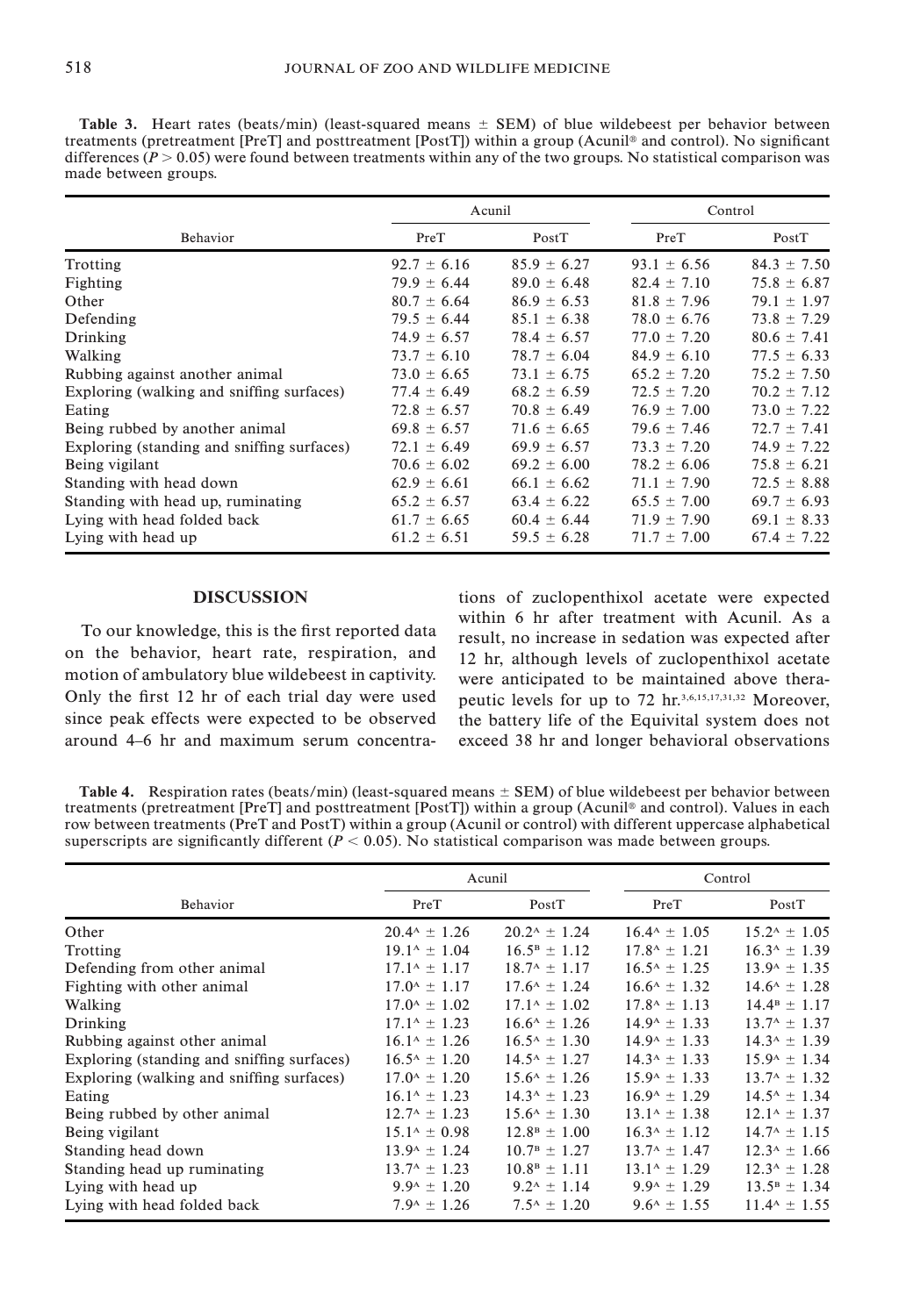**Table 3.** Heart rates (beats/min) (least-squared means ± SEM) of blue wildebeest per behavior between treatments (pretreatment [PreT] and posttreatment [PostT]) within a group (Acunil® and control). No significant differences ($P > 0.05$) were found between treatments within any of the two groups. No statistical comparison was made between groups.

| Behavior | Acunil | | Control | |
|---|---|---|---|---|
| | PreT | PostT | PreT | PostT |
| Trotting | 92.7 ± 6.16 | 85.9 ± 6.27 | 93.1 ± 6.56 | 84.3 ± 7.50 |
| Fighting | 79.9 ± 6.44 | 89.0 ± 6.48 | 82.4 ± 7.10 | 75.8 ± 6.87 |
| Other | 80.7 ± 6.64 | 86.9 ± 6.53 | 81.8 ± 7.96 | 79.1 ± 1.97 |
| Defending | 79.5 ± 6.44 | 85.1 ± 6.38 | 78.0 ± 6.76 | 73.8 ± 7.29 |
| Drinking | 74.9 ± 6.57 | 78.4 ± 6.57 | 77.0 ± 7.20 | 80.6 ± 7.41 |
| Walking | 73.7 ± 6.10 | 78.7 ± 6.04 | 84.9 ± 6.10 | 77.5 ± 6.33 |
| Rubbing against another animal | 73.0 ± 6.65 | 73.1 ± 6.75 | 65.2 ± 7.20 | 75.2 ± 7.50 |
| Exploring (walking and sniffing surfaces) | 77.4 ± 6.49 | 68.2 ± 6.59 | 72.5 ± 7.20 | 70.2 ± 7.12 |
| Eating | 72.8 ± 6.57 | 70.8 ± 6.49 | 76.9 ± 7.00 | 73.0 ± 7.22 |
| Being rubbed by another animal | 69.8 ± 6.57 | 71.6 ± 6.65 | 79.6 ± 7.46 | 72.7 ± 7.41 |
| Exploring (standing and sniffing surfaces) | 72.1 ± 6.49 | 69.9 ± 6.57 | 73.3 ± 7.20 | 74.9 ± 7.22 |
| Being vigilant | 70.6 ± 6.02 | 69.2 ± 6.00 | 78.2 ± 6.06 | 75.8 ± 6.21 |
| Standing with head down | 62.9 ± 6.61 | 66.1 ± 6.62 | 71.1 ± 7.90 | 72.5 ± 8.88 |
| Standing with head up, ruminating | 65.2 ± 6.57 | 63.4 ± 6.22 | 65.5 ± 7.00 | 69.7 ± 6.93 |
| Lying with head folded back | 61.7 ± 6.65 | 60.4 ± 6.44 | 71.9 ± 7.90 | 69.1 ± 8.33 |
| Lying with head up | 61.2 ± 6.51 | 59.5 ± 6.28 | 71.7 ± 7.00 | 67.4 ± 7.22 |

## DISCUSSION

To our knowledge, this is the first reported data on the behavior, heart rate, respiration, and motion of ambulatory blue wildebeest in captivity. Only the first 12 hr of each trial day were used since peak effects were expected to be observed around 4–6 hr and maximum serum concentrations of zuclopenthixol acetate were expected within 6 hr after treatment with Acunil. As a result, no increase in sedation was expected after 12 hr, although levels of zuclopenthixol acetate were anticipated to be maintained above therapeutic levels for up to 72 hr.[3,6,15,17,31,32] Moreover, the battery life of the Equivital system does not exceed 38 hr and longer behavioral observations

**Table 4.** Respiration rates (beats/min) (least-squared means ± SEM) of blue wildebeest per behavior between treatments (pretreatment [PreT] and posttreatment [PostT]) within a group (Acunil® and control). Values in each row between treatments (PreT and PostT) within a group (Acunil or control) with different uppercase alphabetical superscripts are significantly different ($P < 0.05$). No statistical comparison was made between groups.

| Behavior | Acunil | | Control | |
|---|---|---|---|---|
| | PreT | PostT | PreT | PostT |
| Other | 20.4$^{A}$ ± 1.26 | 20.2$^{A}$ ± 1.24 | 16.4$^{A}$ ± 1.05 | 15.2$^{A}$ ± 1.05 |
| Trotting | 19.1$^{A}$ ± 1.04 | 16.5$^{B}$ ± 1.12 | 17.8$^{A}$ ± 1.21 | 16.3$^{A}$ ± 1.39 |
| Defending from other animal | 17.1$^{A}$ ± 1.17 | 18.7$^{A}$ ± 1.17 | 16.5$^{A}$ ± 1.25 | 13.9$^{A}$ ± 1.35 |
| Fighting with other animal | 17.0$^{A}$ ± 1.17 | 17.6$^{A}$ ± 1.24 | 16.6$^{A}$ ± 1.32 | 14.6$^{A}$ ± 1.28 |
| Walking | 17.0$^{A}$ ± 1.02 | 17.1$^{A}$ ± 1.02 | 17.8$^{A}$ ± 1.13 | 14.4$^{B}$ ± 1.17 |
| Drinking | 17.1$^{A}$ ± 1.23 | 16.6$^{A}$ ± 1.26 | 14.9$^{A}$ ± 1.33 | 13.7$^{A}$ ± 1.37 |
| Rubbing against other animal | 16.1$^{A}$ ± 1.26 | 16.5$^{A}$ ± 1.30 | 14.9$^{A}$ ± 1.33 | 14.3$^{A}$ ± 1.39 |
| Exploring (standing and sniffing surfaces) | 16.5$^{A}$ ± 1.20 | 14.5$^{A}$ ± 1.27 | 14.3$^{A}$ ± 1.33 | 15.9$^{A}$ ± 1.34 |
| Exploring (walking and sniffing surfaces) | 17.0$^{A}$ ± 1.20 | 15.6$^{A}$ ± 1.26 | 15.9$^{A}$ ± 1.33 | 13.7$^{A}$ ± 1.32 |
| Eating | 16.1$^{A}$ ± 1.23 | 14.3$^{A}$ ± 1.23 | 16.9$^{A}$ ± 1.29 | 14.5$^{A}$ ± 1.34 |
| Being rubbed by other animal | 12.7$^{A}$ ± 1.23 | 15.6$^{A}$ ± 1.30 | 13.1$^{A}$ ± 1.38 | 12.1$^{A}$ ± 1.37 |
| Being vigilant | 15.1$^{A}$ ± 0.98 | 12.8$^{B}$ ± 1.00 | 16.3$^{A}$ ± 1.12 | 14.7$^{A}$ ± 1.15 |
| Standing head down | 13.9$^{A}$ ± 1.24 | 10.7$^{B}$ ± 1.27 | 13.7$^{A}$ ± 1.47 | 12.3$^{A}$ ± 1.66 |
| Standing head up ruminating | 13.7$^{A}$ ± 1.23 | 10.8$^{B}$ ± 1.11 | 13.1$^{A}$ ± 1.29 | 12.3$^{A}$ ± 1.28 |
| Lying with head up | 9.9$^{A}$ ± 1.20 | 9.2$^{A}$ ± 1.14 | 9.9$^{A}$ ± 1.29 | 13.5$^{B}$ ± 1.34 |
| Lying with head folded back | 7.9$^{A}$ ± 1.26 | 7.5$^{A}$ ± 1.20 | 9.6$^{A}$ ± 1.55 | 11.4$^{A}$ ± 1.55 |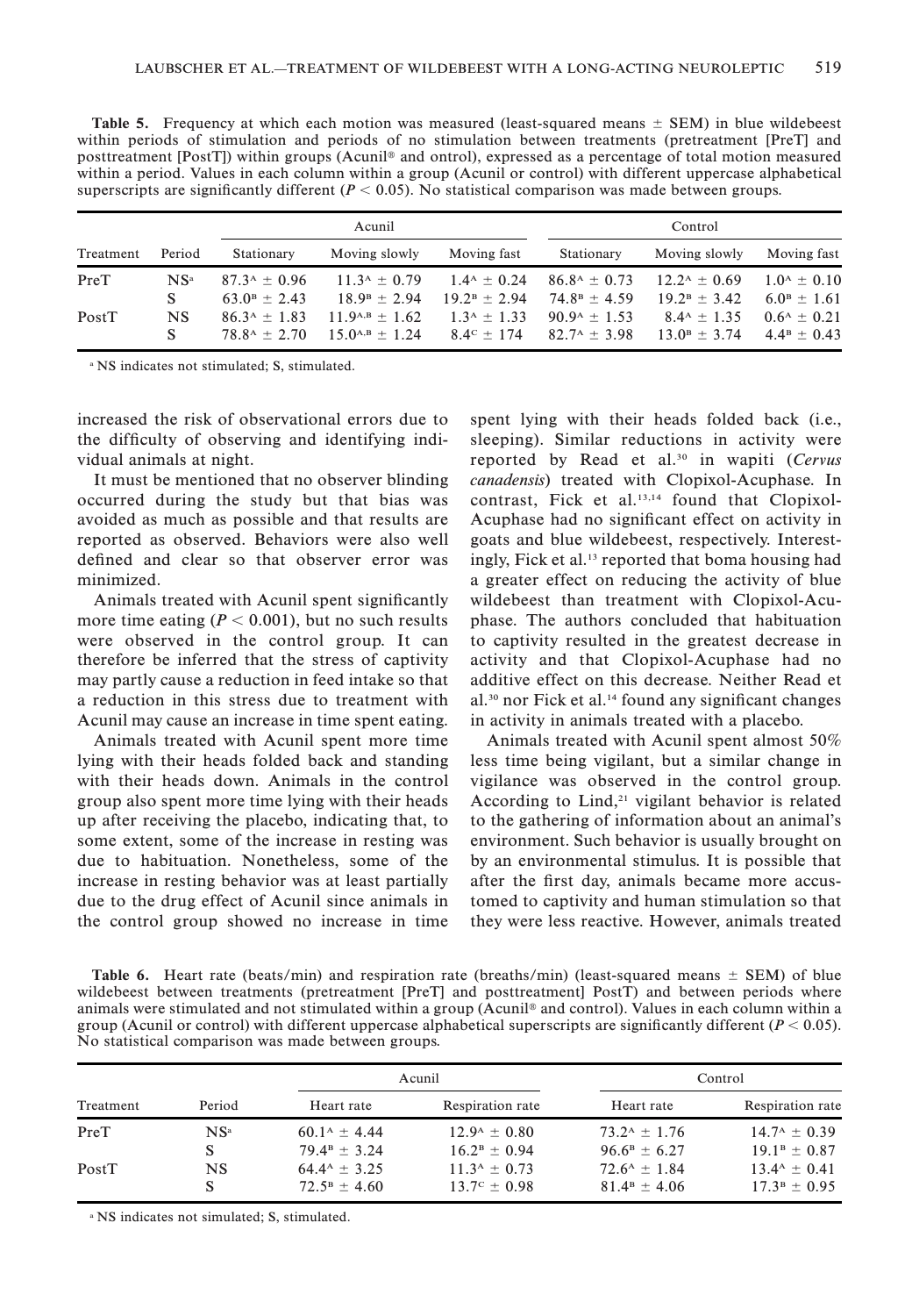**Table 5.** Frequency at which each motion was measured (least-squared means ± SEM) in blue wildebeest within periods of stimulation and periods of no stimulation between treatments (pretreatment [PreT] and posttreatment [PostT]) within groups (Acunil® and ontrol), expressed as a percentage of total motion measured within a period. Values in each column within a group (Acunil or control) with different uppercase alphabetical superscripts are significantly different ($P < 0.05$). No statistical comparison was made between groups.

| | | Acunil | | | Control | | |
|---|---|---|---|---|---|---|---|
| Treatment | Period | Stationary | Moving slowly | Moving fast | Stationary | Moving slowly | Moving fast |
| PreT | NS[a] | $87.3^{A} \pm 0.96$ | $11.3^{A} \pm 0.79$ | $1.4^{A} \pm 0.24$ | $86.8^{A} \pm 0.73$ | $12.2^{A} \pm 0.69$ | $1.0^{A} \pm 0.10$ |
| | S | $63.0^{B} \pm 2.43$ | $18.9^{B} \pm 2.94$ | $19.2^{B} \pm 2.94$ | $74.8^{B} \pm 4.59$ | $19.2^{B} \pm 3.42$ | $6.0^{B} \pm 1.61$ |
| PostT | NS | $86.3^{A} \pm 1.83$ | $11.9^{A,B} \pm 1.62$ | $1.3^{A} \pm 1.33$ | $90.9^{A} \pm 1.53$ | $8.4^{A} \pm 1.35$ | $0.6^{A} \pm 0.21$ |
| | S | $78.8^{A} \pm 2.70$ | $15.0^{A,B} \pm 1.24$ | $8.4^{C} \pm 174$ | $82.7^{A} \pm 3.98$ | $13.0^{B} \pm 3.74$ | $4.4^{B} \pm 0.43$ |

[a] NS indicates not stimulated; S, stimulated.

increased the risk of observational errors due to the difficulty of observing and identifying individual animals at night.

It must be mentioned that no observer blinding occurred during the study but that bias was avoided as much as possible and that results are reported as observed. Behaviors were also well defined and clear so that observer error was minimized.

Animals treated with Acunil spent significantly more time eating ($P < 0.001$), but no such results were observed in the control group. It can therefore be inferred that the stress of captivity may partly cause a reduction in feed intake so that a reduction in this stress due to treatment with Acunil may cause an increase in time spent eating.

Animals treated with Acunil spent more time lying with their heads folded back and standing with their heads down. Animals in the control group also spent more time lying with their heads up after receiving the placebo, indicating that, to some extent, some of the increase in resting was due to habituation. Nonetheless, some of the increase in resting behavior was at least partially due to the drug effect of Acunil since animals in the control group showed no increase in time spent lying with their heads folded back (i.e., sleeping). Similar reductions in activity were reported by Read et al.[30] in wapiti (*Cervus canadensis*) treated with Clopixol-Acuphase. In contrast, Fick et al.[13,14] found that Clopixol-Acuphase had no significant effect on activity in goats and blue wildebeest, respectively. Interestingly, Fick et al.[13] reported that boma housing had a greater effect on reducing the activity of blue wildebeest than treatment with Clopixol-Acuphase. The authors concluded that habituation to captivity resulted in the greatest decrease in activity and that Clopixol-Acuphase had no additive effect on this decrease. Neither Read et al.[30] nor Fick et al.[14] found any significant changes in activity in animals treated with a placebo.

Animals treated with Acunil spent almost 50% less time being vigilant, but a similar change in vigilance was observed in the control group. According to Lind,[21] vigilant behavior is related to the gathering of information about an animal's environment. Such behavior is usually brought on by an environmental stimulus. It is possible that after the first day, animals became more accustomed to captivity and human stimulation so that they were less reactive. However, animals treated

**Table 6.** Heart rate (beats/min) and respiration rate (breaths/min) (least-squared means ± SEM) of blue wildebeest between treatments (pretreatment [PreT] and posttreatment] PostT) and between periods where animals were stimulated and not stimulated within a group (Acunil® and control). Values in each column within a group (Acunil or control) with different uppercase alphabetical superscripts are significantly different ($P < 0.05$). No statistical comparison was made between groups.

| | | Acunil | | Control | |
|---|---|---|---|---|---|
| Treatment | Period | Heart rate | Respiration rate | Heart rate | Respiration rate |
| PreT | NS[a] | $60.1^{A} \pm 4.44$ | $12.9^{A} \pm 0.80$ | $73.2^{A} \pm 1.76$ | $14.7^{A} \pm 0.39$ |
| | S | $79.4^{B} \pm 3.24$ | $16.2^{B} \pm 0.94$ | $96.6^{B} \pm 6.27$ | $19.1^{B} \pm 0.87$ |
| PostT | NS | $64.4^{A} \pm 3.25$ | $11.3^{A} \pm 0.73$ | $72.6^{A} \pm 1.84$ | $13.4^{A} \pm 0.41$ |
| | S | $72.5^{B} \pm 4.60$ | $13.7^{C} \pm 0.98$ | $81.4^{B} \pm 4.06$ | $17.3^{B} \pm 0.95$ |

[a] NS indicates not simulated; S, stimulated.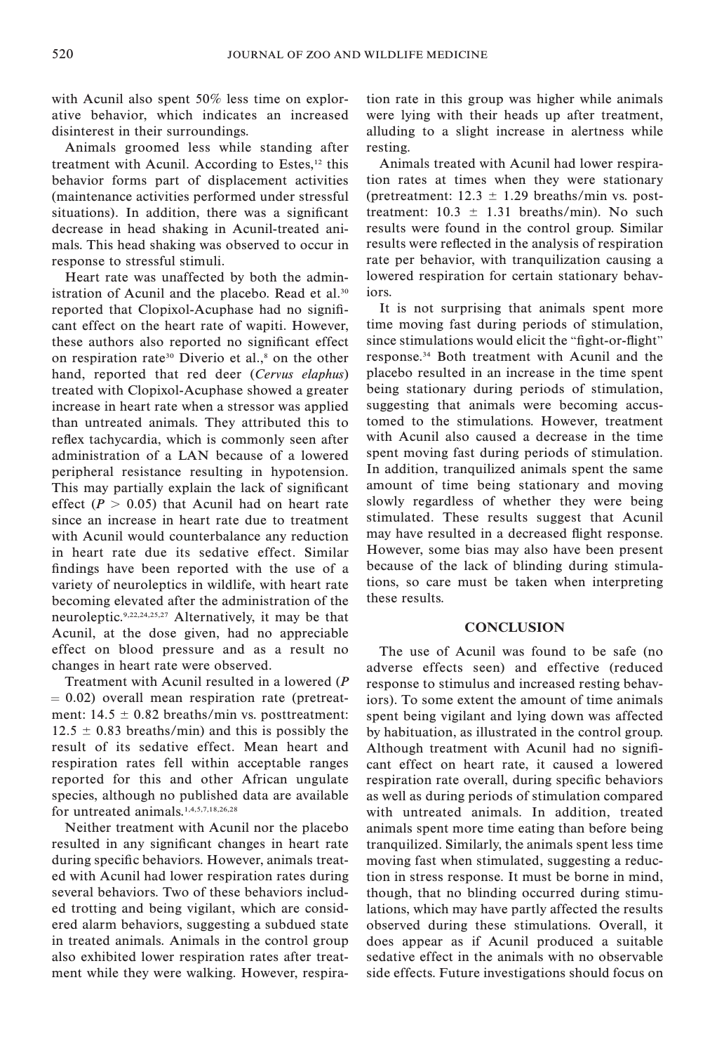with Acunil also spent 50% less time on explorative behavior, which indicates an increased disinterest in their surroundings.

Animals groomed less while standing after treatment with Acunil. According to Estes,[12] this behavior forms part of displacement activities (maintenance activities performed under stressful situations). In addition, there was a significant decrease in head shaking in Acunil-treated animals. This head shaking was observed to occur in response to stressful stimuli.

Heart rate was unaffected by both the administration of Acunil and the placebo. Read et al.[30] reported that Clopixol-Acuphase had no significant effect on the heart rate of wapiti. However, these authors also reported no significant effect on respiration rate[30] Diverio et al.,[8] on the other hand, reported that red deer (*Cervus elaphus*) treated with Clopixol-Acuphase showed a greater increase in heart rate when a stressor was applied than untreated animals. They attributed this to reflex tachycardia, which is commonly seen after administration of a LAN because of a lowered peripheral resistance resulting in hypotension. This may partially explain the lack of significant effect ($P > 0.05$) that Acunil had on heart rate since an increase in heart rate due to treatment with Acunil would counterbalance any reduction in heart rate due its sedative effect. Similar findings have been reported with the use of a variety of neuroleptics in wildlife, with heart rate becoming elevated after the administration of the neuroleptic.[9,22,24,25,27] Alternatively, it may be that Acunil, at the dose given, had no appreciable effect on blood pressure and as a result no changes in heart rate were observed.

Treatment with Acunil resulted in a lowered ($P = 0.02$) overall mean respiration rate (pretreatment: $14.5 \pm 0.82$ breaths/min vs. posttreatment: $12.5 \pm 0.83$ breaths/min) and this is possibly the result of its sedative effect. Mean heart and respiration rates fell within acceptable ranges reported for this and other African ungulate species, although no published data are available for untreated animals.[1,4,5,7,18,26,28]

Neither treatment with Acunil nor the placebo resulted in any significant changes in heart rate during specific behaviors. However, animals treated with Acunil had lower respiration rates during several behaviors. Two of these behaviors included trotting and being vigilant, which are considered alarm behaviors, suggesting a subdued state in treated animals. Animals in the control group also exhibited lower respiration rates after treatment while they were walking. However, respiration rate in this group was higher while animals were lying with their heads up after treatment, alluding to a slight increase in alertness while resting.

Animals treated with Acunil had lower respiration rates at times when they were stationary (pretreatment: $12.3 \pm 1.29$ breaths/min vs. posttreatment: $10.3 \pm 1.31$ breaths/min). No such results were found in the control group. Similar results were reflected in the analysis of respiration rate per behavior, with tranquilization causing a lowered respiration for certain stationary behaviors.

It is not surprising that animals spent more time moving fast during periods of stimulation, since stimulations would elicit the "fight-or-flight" response.[34] Both treatment with Acunil and the placebo resulted in an increase in the time spent being stationary during periods of stimulation, suggesting that animals were becoming accustomed to the stimulations. However, treatment with Acunil also caused a decrease in the time spent moving fast during periods of stimulation. In addition, tranquilized animals spent the same amount of time being stationary and moving slowly regardless of whether they were being stimulated. These results suggest that Acunil may have resulted in a decreased flight response. However, some bias may also have been present because of the lack of blinding during stimulations, so care must be taken when interpreting these results.

## CONCLUSION

The use of Acunil was found to be safe (no adverse effects seen) and effective (reduced response to stimulus and increased resting behaviors). To some extent the amount of time animals spent being vigilant and lying down was affected by habituation, as illustrated in the control group. Although treatment with Acunil had no significant effect on heart rate, it caused a lowered respiration rate overall, during specific behaviors as well as during periods of stimulation compared with untreated animals. In addition, treated animals spent more time eating than before being tranquilized. Similarly, the animals spent less time moving fast when stimulated, suggesting a reduction in stress response. It must be borne in mind, though, that no blinding occurred during stimulations, which may have partly affected the results observed during these stimulations. Overall, it does appear as if Acunil produced a suitable sedative effect in the animals with no observable side effects. Future investigations should focus on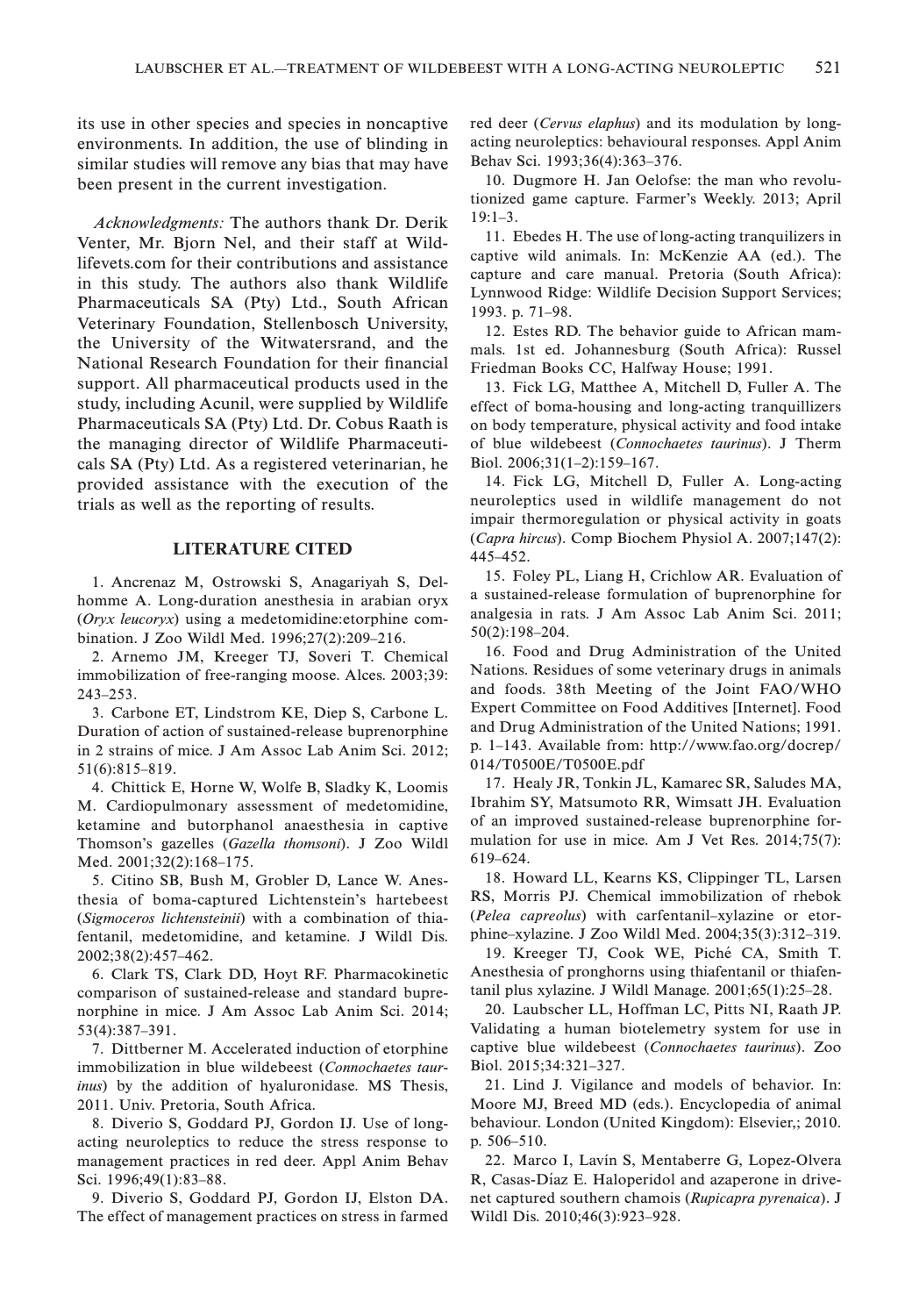its use in other species and species in noncaptive environments. In addition, the use of blinding in similar studies will remove any bias that may have been present in the current investigation.

*Acknowledgments:* The authors thank Dr. Derik Venter, Mr. Bjorn Nel, and their staff at Wildlifevets.com for their contributions and assistance in this study. The authors also thank Wildlife Pharmaceuticals SA (Pty) Ltd., South African Veterinary Foundation, Stellenbosch University, the University of the Witwatersrand, and the National Research Foundation for their financial support. All pharmaceutical products used in the study, including Acunil, were supplied by Wildlife Pharmaceuticals SA (Pty) Ltd. Dr. Cobus Raath is the managing director of Wildlife Pharmaceuticals SA (Pty) Ltd. As a registered veterinarian, he provided assistance with the execution of the trials as well as the reporting of results.

## LITERATURE CITED

1. Ancrenaz M, Ostrowski S, Anagariyah S, Delhomme A. Long-duration anesthesia in arabian oryx (*Oryx leucoryx*) using a medetomidine:etorphine combination. J Zoo Wildl Med. 1996;27(2):209–216.

2. Arnemo JM, Kreeger TJ, Soveri T. Chemical immobilization of free-ranging moose. Alces. 2003;39: 243–253.

3. Carbone ET, Lindstrom KE, Diep S, Carbone L. Duration of action of sustained-release buprenorphine in 2 strains of mice. J Am Assoc Lab Anim Sci. 2012; 51(6):815–819.

4. Chittick E, Horne W, Wolfe B, Sladky K, Loomis M. Cardiopulmonary assessment of medetomidine, ketamine and butorphanol anaesthesia in captive Thomson's gazelles (*Gazella thomsoni*). J Zoo Wildl Med. 2001;32(2):168–175.

5. Citino SB, Bush M, Grobler D, Lance W. Anesthesia of boma-captured Lichtenstein's hartebeest (*Sigmoceros lichtensteinii*) with a combination of thiafentanil, medetomidine, and ketamine. J Wildl Dis. 2002;38(2):457–462.

6. Clark TS, Clark DD, Hoyt RF. Pharmacokinetic comparison of sustained-release and standard buprenorphine in mice. J Am Assoc Lab Anim Sci. 2014; 53(4):387–391.

7. Dittberner M. Accelerated induction of etorphine immobilization in blue wildebeest (*Connochaetes taurinus*) by the addition of hyaluronidase. MS Thesis, 2011. Univ. Pretoria, South Africa.

8. Diverio S, Goddard PJ, Gordon IJ. Use of long-acting neuroleptics to reduce the stress response to management practices in red deer. Appl Anim Behav Sci. 1996;49(1):83–88.

9. Diverio S, Goddard PJ, Gordon IJ, Elston DA. The effect of management practices on stress in farmed red deer (*Cervus elaphus*) and its modulation by long-acting neuroleptics: behavioural responses. Appl Anim Behav Sci. 1993;36(4):363–376.

10. Dugmore H. Jan Oelofse: the man who revolutionized game capture. Farmer's Weekly. 2013; April 19:1–3.

11. Ebedes H. The use of long-acting tranquilizers in captive wild animals. In: McKenzie AA (ed.). The capture and care manual. Pretoria (South Africa): Lynnwood Ridge: Wildlife Decision Support Services; 1993. p. 71–98.

12. Estes RD. The behavior guide to African mammals. 1st ed. Johannesburg (South Africa): Russel Friedman Books CC, Halfway House; 1991.

13. Fick LG, Matthee A, Mitchell D, Fuller A. The effect of boma-housing and long-acting tranquillizers on body temperature, physical activity and food intake of blue wildebeest (*Connochaetes taurinus*). J Therm Biol. 2006;31(1–2):159–167.

14. Fick LG, Mitchell D, Fuller A. Long-acting neuroleptics used in wildlife management do not impair thermoregulation or physical activity in goats (*Capra hircus*). Comp Biochem Physiol A. 2007;147(2): 445–452.

15. Foley PL, Liang H, Crichlow AR. Evaluation of a sustained-release formulation of buprenorphine for analgesia in rats. J Am Assoc Lab Anim Sci. 2011; 50(2):198–204.

16. Food and Drug Administration of the United Nations. Residues of some veterinary drugs in animals and foods. 38th Meeting of the Joint FAO/WHO Expert Committee on Food Additives [Internet]. Food and Drug Administration of the United Nations; 1991. p. 1–143. Available from: http://www.fao.org/docrep/014/T0500E/T0500E.pdf

17. Healy JR, Tonkin JL, Kamarec SR, Saludes MA, Ibrahim SY, Matsumoto RR, Wimsatt JH. Evaluation of an improved sustained-release buprenorphine formulation for use in mice. Am J Vet Res. 2014;75(7): 619–624.

18. Howard LL, Kearns KS, Clippinger TL, Larsen RS, Morris PJ. Chemical immobilization of rhebok (*Pelea capreolus*) with carfentanil–xylazine or etorphine–xylazine. J Zoo Wildl Med. 2004;35(3):312–319.

19. Kreeger TJ, Cook WE, Piché CA, Smith T. Anesthesia of pronghorns using thiafentanil or thiafentanil plus xylazine. J Wildl Manage. 2001;65(1):25–28.

20. Laubscher LL, Hoffman LC, Pitts NI, Raath JP. Validating a human biotelemetry system for use in captive blue wildebeest (*Connochaetes taurinus*). Zoo Biol. 2015;34:321–327.

21. Lind J. Vigilance and models of behavior. In: Moore MJ, Breed MD (eds.). Encyclopedia of animal behaviour. London (United Kingdom): Elsevier,; 2010. p. 506–510.

22. Marco I, Lavín S, Mentaberre G, Lopez-Olvera R, Casas-Díaz E. Haloperidol and azaperone in drive-net captured southern chamois (*Rupicapra pyrenaica*). J Wildl Dis. 2010;46(3):923–928.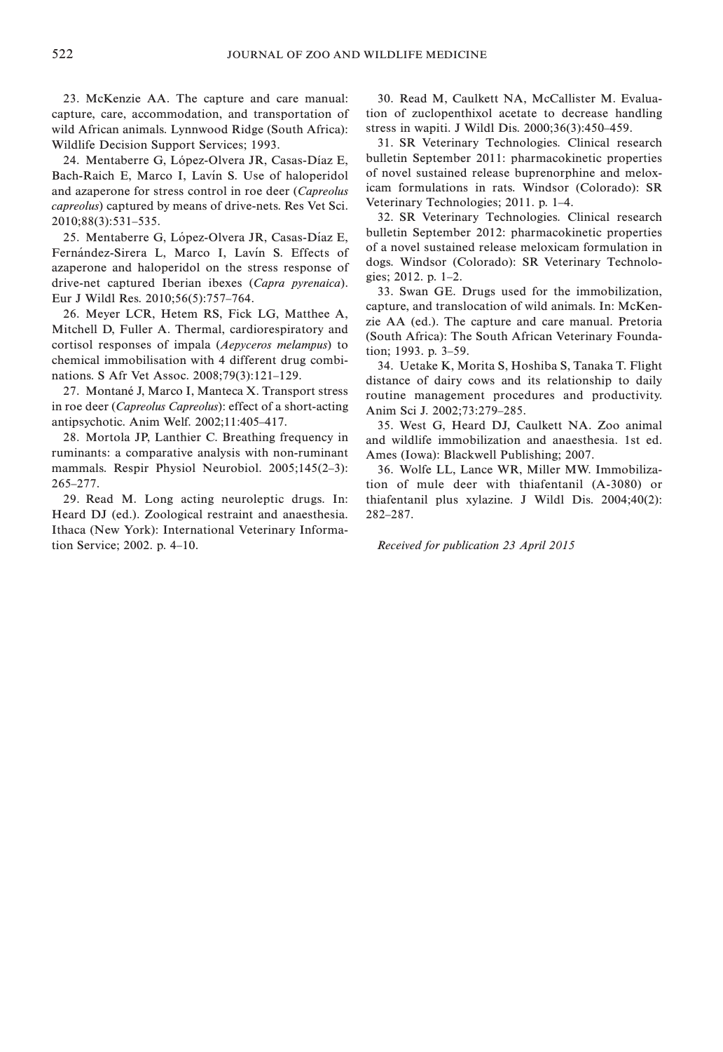23. McKenzie AA. The capture and care manual: capture, care, accommodation, and transportation of wild African animals. Lynnwood Ridge (South Africa): Wildlife Decision Support Services; 1993.

24. Mentaberre G, López-Olvera JR, Casas-Díaz E, Bach-Raich E, Marco I, Lavín S. Use of haloperidol and azaperone for stress control in roe deer (*Capreolus capreolus*) captured by means of drive-nets. Res Vet Sci. 2010;88(3):531–535.

25. Mentaberre G, López-Olvera JR, Casas-Díaz E, Fernández-Sirera L, Marco I, Lavín S. Effects of azaperone and haloperidol on the stress response of drive-net captured Iberian ibexes (*Capra pyrenaica*). Eur J Wildl Res. 2010;56(5):757–764.

26. Meyer LCR, Hetem RS, Fick LG, Matthee A, Mitchell D, Fuller A. Thermal, cardiorespiratory and cortisol responses of impala (*Aepyceros melampus*) to chemical immobilisation with 4 different drug combinations. S Afr Vet Assoc. 2008;79(3):121–129.

27. Montané J, Marco I, Manteca X. Transport stress in roe deer (*Capreolus Capreolus*): effect of a short-acting antipsychotic. Anim Welf. 2002;11:405–417.

28. Mortola JP, Lanthier C. Breathing frequency in ruminants: a comparative analysis with non-ruminant mammals. Respir Physiol Neurobiol. 2005;145(2–3): 265–277.

29. Read M. Long acting neuroleptic drugs. In: Heard DJ (ed.). Zoological restraint and anaesthesia. Ithaca (New York): International Veterinary Information Service; 2002. p. 4–10.

30. Read M, Caulkett NA, McCallister M. Evaluation of zuclopenthixol acetate to decrease handling stress in wapiti. J Wildl Dis. 2000;36(3):450–459.

31. SR Veterinary Technologies. Clinical research bulletin September 2011: pharmacokinetic properties of novel sustained release buprenorphine and meloxicam formulations in rats. Windsor (Colorado): SR Veterinary Technologies; 2011. p. 1–4.

32. SR Veterinary Technologies. Clinical research bulletin September 2012: pharmacokinetic properties of a novel sustained release meloxicam formulation in dogs. Windsor (Colorado): SR Veterinary Technologies; 2012. p. 1–2.

33. Swan GE. Drugs used for the immobilization, capture, and translocation of wild animals. In: McKenzie AA (ed.). The capture and care manual. Pretoria (South Africa): The South African Veterinary Foundation; 1993. p. 3–59.

34. Uetake K, Morita S, Hoshiba S, Tanaka T. Flight distance of dairy cows and its relationship to daily routine management procedures and productivity. Anim Sci J. 2002;73:279–285.

35. West G, Heard DJ, Caulkett NA. Zoo animal and wildlife immobilization and anaesthesia. 1st ed. Ames (Iowa): Blackwell Publishing; 2007.

36. Wolfe LL, Lance WR, Miller MW. Immobilization of mule deer with thiafentanil (A-3080) or thiafentanil plus xylazine. J Wildl Dis. 2004;40(2): 282–287.

*Received for publication 23 April 2015*